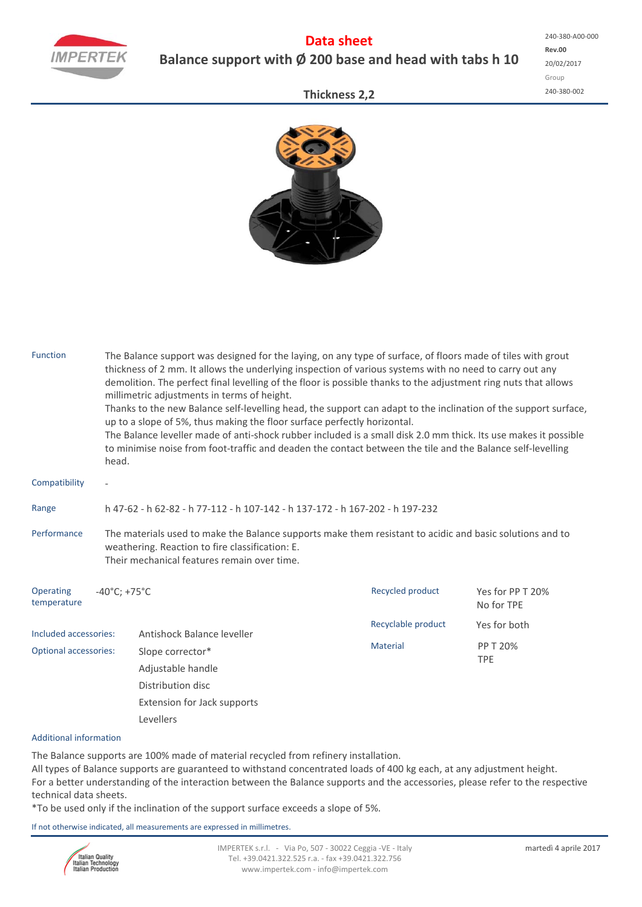# Data sheet

## Balance support with Ø 200 base and head with tabs h 10

240-380-A00-000
**Rev.00**
20/02/2017
Group
240-380-002

### Thickness 2,2

| | |
|---|---|
| Function | The Balance support was designed for the laying, on any type of surface, of floors made of tiles with grout thickness of 2 mm. It allows the underlying inspection of various systems with no need to carry out any demolition. The perfect final levelling of the floor is possible thanks to the adjustment ring nuts that allows millimetric adjustments in terms of height.<br>Thanks to the new Balance self-levelling head, the support can adapt to the inclination of the support surface, up to a slope of 5%, thus making the floor surface perfectly horizontal.<br>The Balance leveller made of anti-shock rubber included is a small disk 2.0 mm thick. Its use makes it possible to minimise noise from foot-traffic and deaden the contact between the tile and the Balance self-levelling head. |
| Compatibility | - |
| Range | h 47-62 - h 62-82 - h 77-112 - h 107-142 - h 137-172 - h 167-202 - h 197-232 |
| Performance | The materials used to make the Balance supports make them resistant to acidic and basic solutions and to weathering. Reaction to fire classification: E.<br>Their mechanical features remain over time. |

| | |
|---|---|
| Operating temperature | -40°C; +75°C |
| Recycled product | Yes for PP T 20%<br>No for TPE |
| Recyclable product | Yes for both |
| Material | PP T 20%<br>TPE |

| | |
|---|---|
| Included accessories: | Antishock Balance leveller |
| Optional accessories: | Slope corrector*<br>Adjustable handle<br>Distribution disc<br>Extension for Jack supports<br>Levellers |

Additional information

The Balance supports are 100% made of material recycled from refinery installation.
All types of Balance supports are guaranteed to withstand concentrated loads of 400 kg each, at any adjustment height.
For a better understanding of the interaction between the Balance supports and the accessories, please refer to the respective technical data sheets.
*To be used only if the inclination of the support surface exceeds a slope of 5%.

If not otherwise indicated, all measurements are expressed in millimetres.

IMPERTEK s.r.l. - Via Po, 507 - 30022 Ceggia -VE - Italy
Tel. +39.0421.322.525 r.a. - fax +39.0421.322.756
www.impertek.com - info@impertek.com

martedì 4 aprile 2017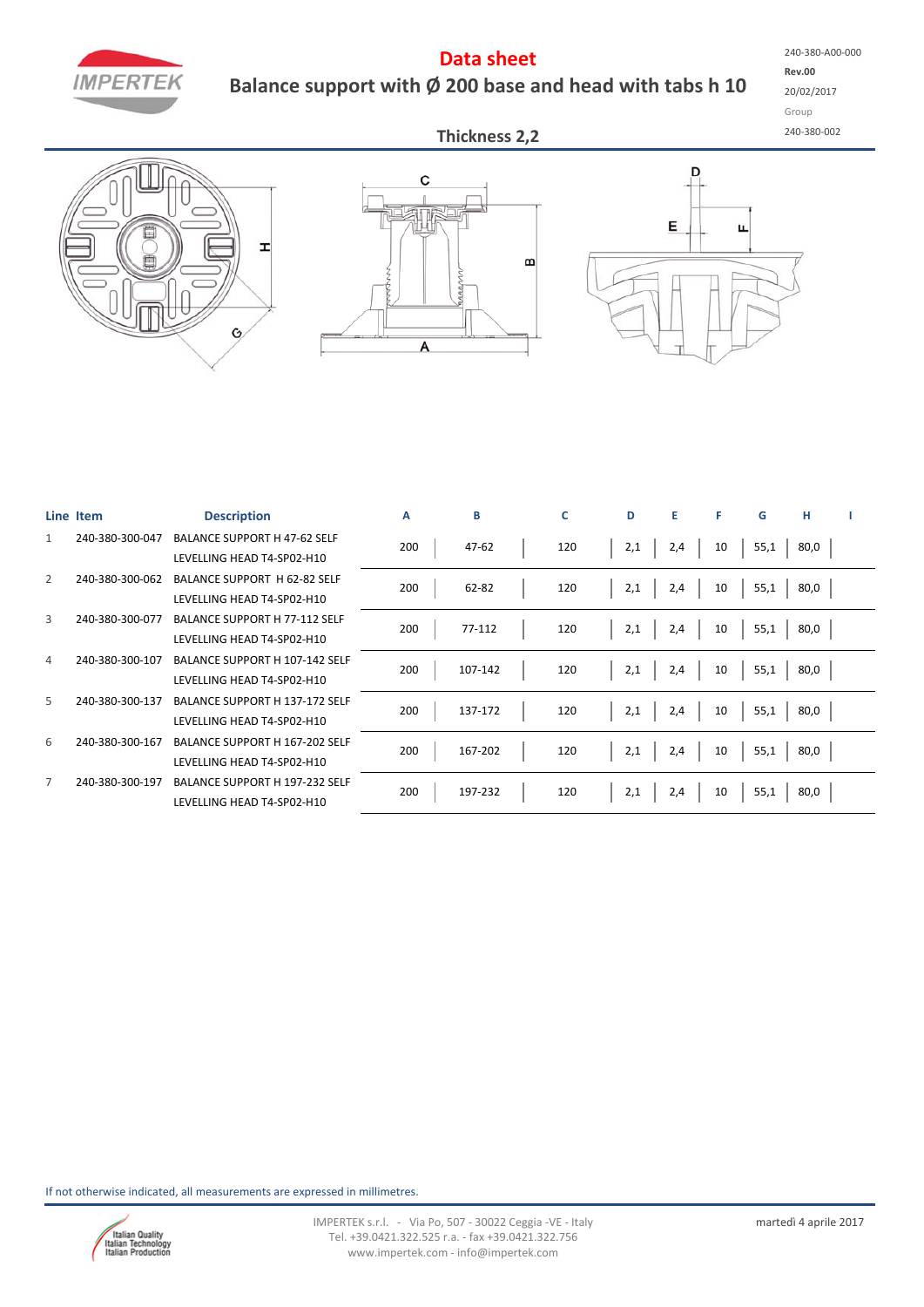# Data sheet

## Balance support with Ø 200 base and head with tabs h 10

240-380-A00-000
**Rev.00**
20/02/2017
Group
240-380-002

### Thickness 2,2

| Line | Item | Description | A | B | C | D | E | F | G | H | I |
|---|---|---|---|---|---|---|---|---|---|---|---|
| 1 | 240-380-300-047 | BALANCE SUPPORT H 47-62 SELF LEVELLING HEAD T4-SP02-H10 | 200 | 47-62 | 120 | 2,1 | 2,4 | 10 | 55,1 | 80,0 | |
| 2 | 240-380-300-062 | BALANCE SUPPORT H 62-82 SELF LEVELLING HEAD T4-SP02-H10 | 200 | 62-82 | 120 | 2,1 | 2,4 | 10 | 55,1 | 80,0 | |
| 3 | 240-380-300-077 | BALANCE SUPPORT H 77-112 SELF LEVELLING HEAD T4-SP02-H10 | 200 | 77-112 | 120 | 2,1 | 2,4 | 10 | 55,1 | 80,0 | |
| 4 | 240-380-300-107 | BALANCE SUPPORT H 107-142 SELF LEVELLING HEAD T4-SP02-H10 | 200 | 107-142 | 120 | 2,1 | 2,4 | 10 | 55,1 | 80,0 | |
| 5 | 240-380-300-137 | BALANCE SUPPORT H 137-172 SELF LEVELLING HEAD T4-SP02-H10 | 200 | 137-172 | 120 | 2,1 | 2,4 | 10 | 55,1 | 80,0 | |
| 6 | 240-380-300-167 | BALANCE SUPPORT H 167-202 SELF LEVELLING HEAD T4-SP02-H10 | 200 | 167-202 | 120 | 2,1 | 2,4 | 10 | 55,1 | 80,0 | |
| 7 | 240-380-300-197 | BALANCE SUPPORT H 197-232 SELF LEVELLING HEAD T4-SP02-H10 | 200 | 197-232 | 120 | 2,1 | 2,4 | 10 | 55,1 | 80,0 | |

If not otherwise indicated, all measurements are expressed in millimetres.

IMPERTEK s.r.l. - Via Po, 507 - 30022 Ceggia -VE - Italy
Tel. +39.0421.322.525 r.a. - fax +39.0421.322.756
www.impertek.com - info@impertek.com

martedì 4 aprile 2017